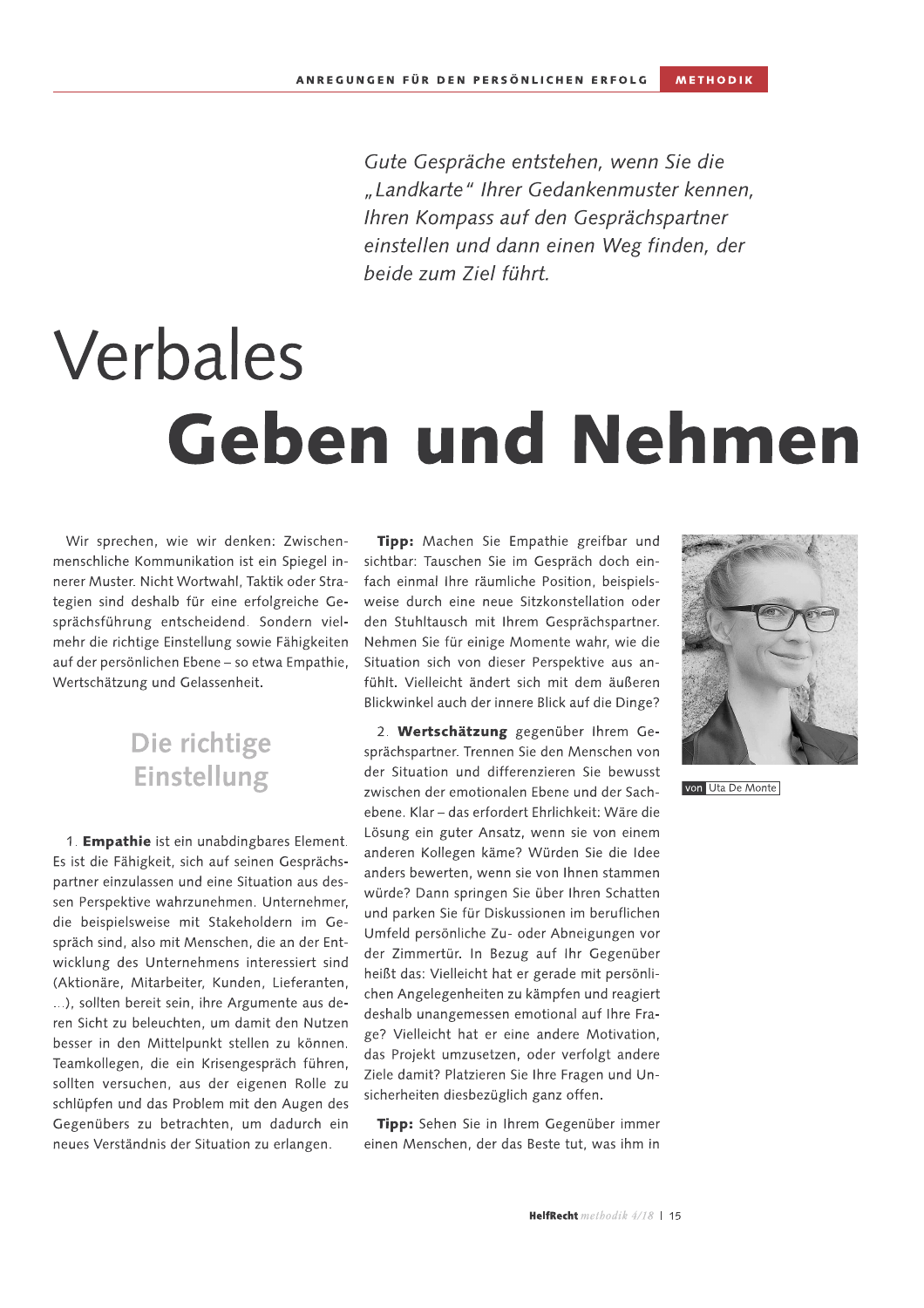*Gute Gespräche entstehen, wenn Sie die „Landkarte" Ihrer Gedankenmuster kennen, Ihren Kompass auf den Gesprächspartner einstellen und dann einen Weg finden, der beide zum Ziel führt.*

# Verbales **Geben und Nehmen**

von Uta De Monte

Wir sprechen, wie wir denken: Zwischenmenschliche Kommunikation ist ein Spiegel innerer Muster. Nicht Wortwahl, Taktik oder Strategien sind deshalb für eine erfolgreiche Gesprächsführung entscheidend. Sondern vielmehr die richtige Einstellung sowie Fähigkeiten auf der persönlichen Ebene – so etwa Empathie, Wertschätzung und Gelassenheit.

## Die richtige Einstellung

1. **Empathie** ist ein unabdingbares Element. Es ist die Fähigkeit, sich auf seinen Gesprächspartner einzulassen und eine Situation aus dessen Perspektive wahrzunehmen. Unternehmer, die beispielsweise mit Stakeholdern im Gespräch sind, also mit Menschen, die an der Entwicklung des Unternehmens interessiert sind (Aktionäre, Mitarbeiter, Kunden, Lieferanten, ...), sollten bereit sein, ihre Argumente aus deren Sicht zu beleuchten, um damit den Nutzen besser in den Mittelpunkt stellen zu können. Teamkollegen, die ein Krisengespräch führen, sollten versuchen, aus der eigenen Rolle zu schlüpfen und das Problem mit den Augen des Gegenübers zu betrachten, um dadurch ein neues Verständnis der Situation zu erlangen.

**Tipp:** Machen Sie Empathie greifbar und sichtbar: Tauschen Sie im Gespräch doch einfach einmal Ihre räumliche Position, beispielsweise durch eine neue Sitzkonstellation oder den Stuhltausch mit Ihrem Gesprächspartner. Nehmen Sie für einige Momente wahr, wie die Situation sich von dieser Perspektive aus anfühlt. Vielleicht ändert sich mit dem äußeren Blickwinkel auch der innere Blick auf die Dinge?

2. **Wertschätzung** gegenüber Ihrem Gesprächspartner. Trennen Sie den Menschen von der Situation und differenzieren Sie bewusst zwischen der emotionalen Ebene und der Sachebene. Klar – das erfordert Ehrlichkeit: Wäre die Lösung ein guter Ansatz, wenn sie von einem anderen Kollegen käme? Würden Sie die Idee anders bewerten, wenn sie von Ihnen stammen würde? Dann springen Sie über Ihren Schatten und parken Sie für Diskussionen im beruflichen Umfeld persönliche Zu- oder Abneigungen vor der Zimmertür. In Bezug auf Ihr Gegenüber heißt das: Vielleicht hat er gerade mit persönlichen Angelegenheiten zu kämpfen und reagiert deshalb unangemessen emotional auf Ihre Frage? Vielleicht hat er eine andere Motivation, das Projekt umzusetzen, oder verfolgt andere Ziele damit? Platzieren Sie Ihre Fragen und Unsicherheiten diesbezüglich ganz offen.

**Tipp:** Sehen Sie in Ihrem Gegenüber immer einen Menschen, der das Beste tut, was ihm in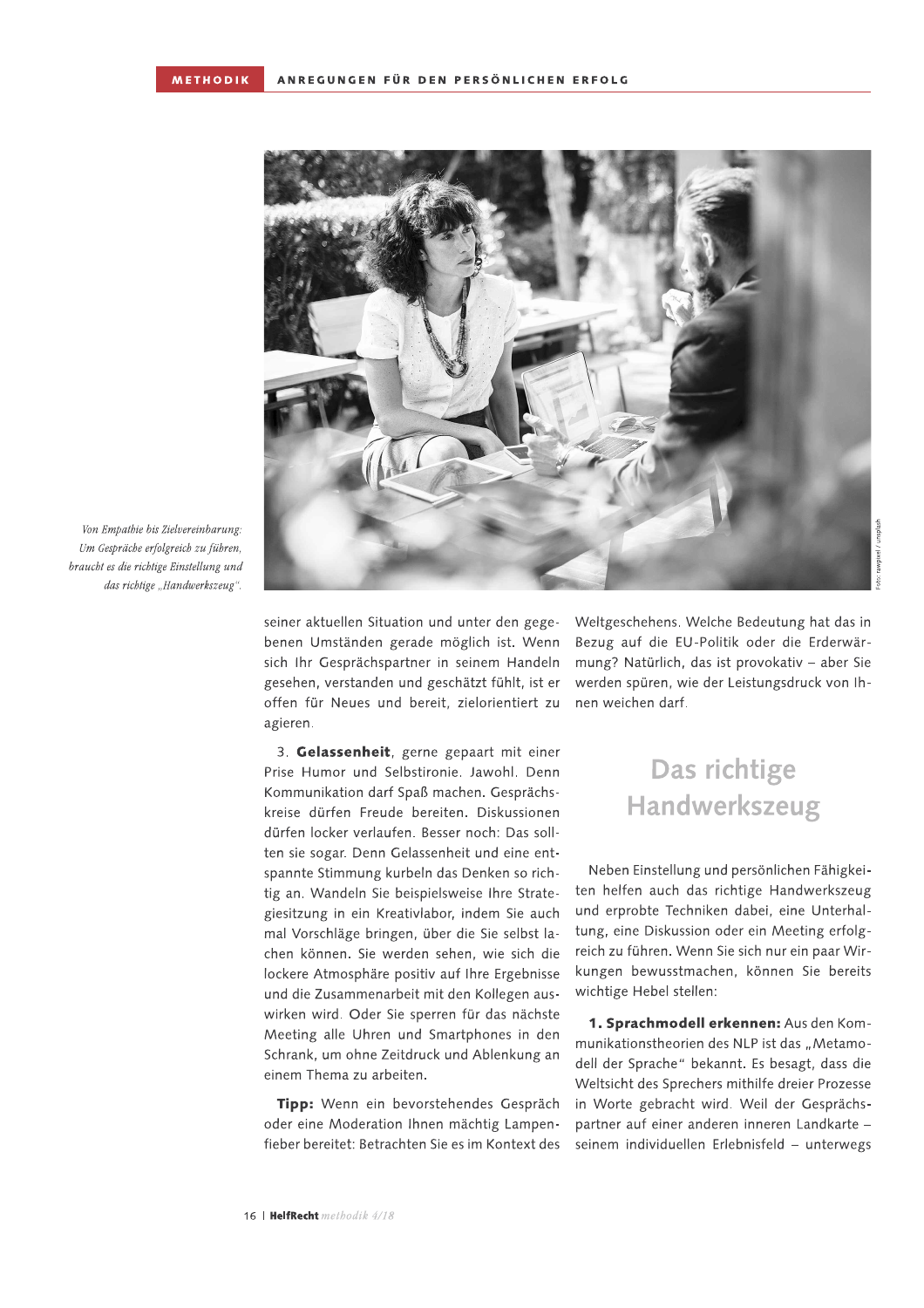*Von Empathie bis Zielvereinbarung: Um Gespräche erfolgreich zu führen, braucht es die richtige Einstellung und das richtige „Handwerkszeug".*

seiner aktuellen Situation und unter den gegebenen Umständen gerade möglich ist. Wenn sich Ihr Gesprächspartner in seinem Handeln gesehen, verstanden und geschätzt fühlt, ist er offen für Neues und bereit, zielorientiert zu agieren.

3. **Gelassenheit**, gerne gepaart mit einer Prise Humor und Selbstironie. Jawohl. Denn Kommunikation darf Spaß machen. Gesprächskreise dürfen Freude bereiten. Diskussionen dürfen locker verlaufen. Besser noch: Das sollten sie sogar. Denn Gelassenheit und eine entspannte Stimmung kurbeln das Denken so richtig an. Wandeln Sie beispielsweise Ihre Strategiesitzung in ein Kreativlabor, indem Sie auch mal Vorschläge bringen, über die Sie selbst lachen können. Sie werden sehen, wie sich die lockere Atmosphäre positiv auf Ihre Ergebnisse und die Zusammenarbeit mit den Kollegen auswirken wird. Oder Sie sperren für das nächste Meeting alle Uhren und Smartphones in den Schrank, um ohne Zeitdruck und Ablenkung an einem Thema zu arbeiten.

**Tipp:** Wenn ein bevorstehendes Gespräch oder eine Moderation Ihnen mächtig Lampenfieber bereitet: Betrachten Sie es im Kontext des Weltgeschehens. Welche Bedeutung hat das in Bezug auf die EU-Politik oder die Erderwärmung? Natürlich, das ist provokativ – aber Sie werden spüren, wie der Leistungsdruck von Ihnen weichen darf.

## Das richtige Handwerkszeug

Neben Einstellung und persönlichen Fähigkeiten helfen auch das richtige Handwerkszeug und erprobte Techniken dabei, eine Unterhaltung, eine Diskussion oder ein Meeting erfolgreich zu führen. Wenn Sie sich nur ein paar Wirkungen bewusstmachen, können Sie bereits wichtige Hebel stellen:

**1. Sprachmodell erkennen:** Aus den Kommunikationstheorien des NLP ist das „Metamodell der Sprache" bekannt. Es besagt, dass die Weltsicht des Sprechers mithilfe dreier Prozesse in Worte gebracht wird. Weil der Gesprächspartner auf einer anderen inneren Landkarte – seinem individuellen Erlebnisfeld – unterwegs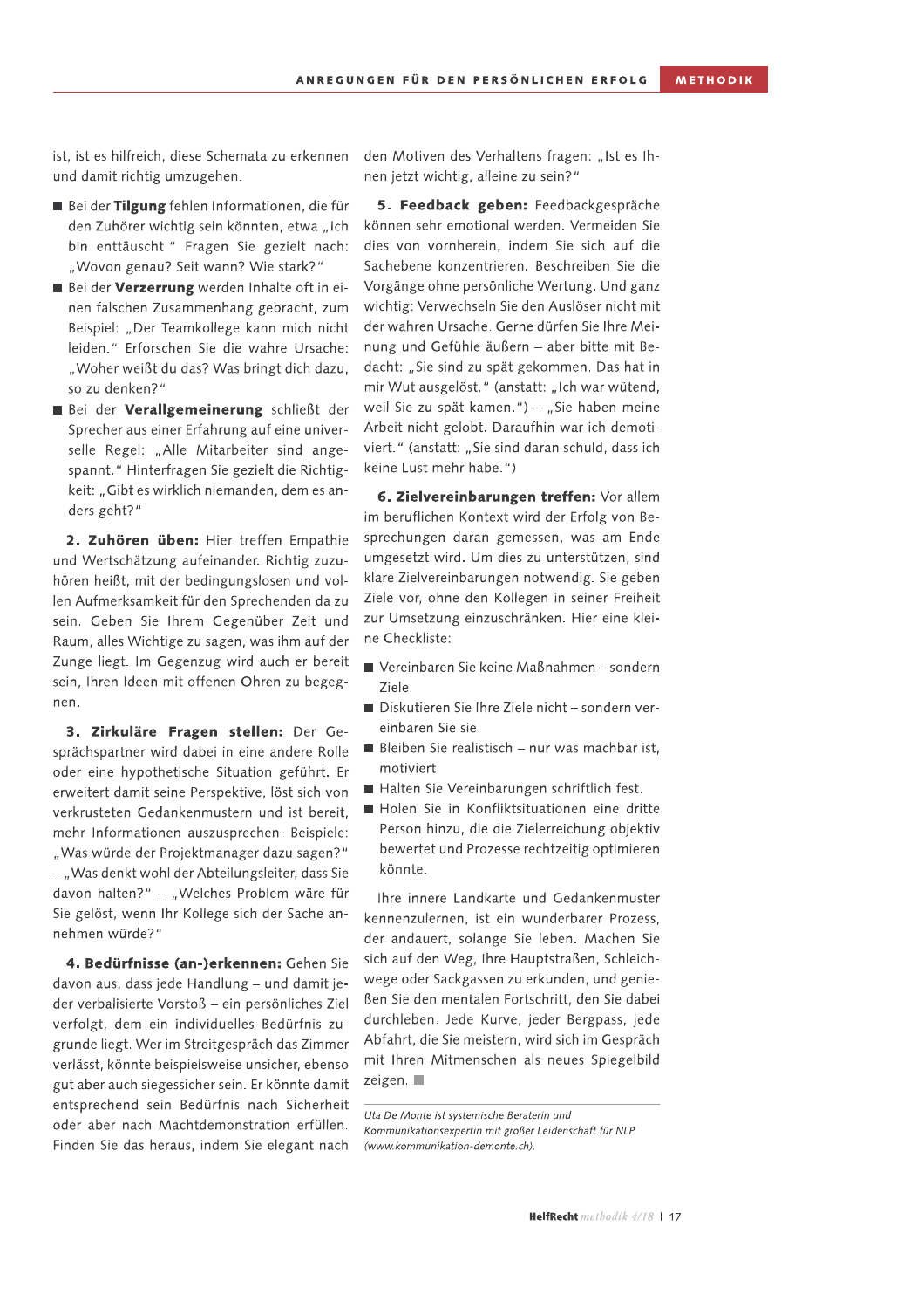ist, ist es hilfreich, diese Schemata zu erkennen und damit richtig umzugehen.

- Bei der **Tilgung** fehlen Informationen, die für den Zuhörer wichtig sein könnten, etwa „Ich bin enttäuscht." Fragen Sie gezielt nach: „Wovon genau? Seit wann? Wie stark?"
- Bei der **Verzerrung** werden Inhalte oft in einen falschen Zusammenhang gebracht, zum Beispiel: „Der Teamkollege kann mich nicht leiden." Erforschen Sie die wahre Ursache: „Woher weißt du das? Was bringt dich dazu, so zu denken?"
- Bei der **Verallgemeinerung** schließt der Sprecher aus einer Erfahrung auf eine universelle Regel: „Alle Mitarbeiter sind angespannt." Hinterfragen Sie gezielt die Richtigkeit: „Gibt es wirklich niemanden, dem es anders geht?"

**2. Zuhören üben:** Hier treffen Empathie und Wertschätzung aufeinander. Richtig zuzuhören heißt, mit der bedingungslosen und vollen Aufmerksamkeit für den Sprechenden da zu sein. Geben Sie Ihrem Gegenüber Zeit und Raum, alles Wichtige zu sagen, was ihm auf der Zunge liegt. Im Gegenzug wird auch er bereit sein, Ihren Ideen mit offenen Ohren zu begegnen.

**3. Zirkuläre Fragen stellen:** Der Gesprächspartner wird dabei in eine andere Rolle oder eine hypothetische Situation geführt. Er erweitert damit seine Perspektive, löst sich von verkrusteten Gedankenmustern und ist bereit, mehr Informationen auszusprechen. Beispiele: „Was würde der Projektmanager dazu sagen?" – „Was denkt wohl der Abteilungsleiter, dass Sie davon halten?" – „Welches Problem wäre für Sie gelöst, wenn Ihr Kollege sich der Sache annehmen würde?"

**4. Bedürfnisse (an-)erkennen:** Gehen Sie davon aus, dass jede Handlung – und damit jeder verbalisierte Vorstoß – ein persönliches Ziel verfolgt, dem ein individuelles Bedürfnis zugrunde liegt. Wer im Streitgespräch das Zimmer verlässt, könnte beispielsweise unsicher, ebenso gut aber auch siegessicher sein. Er könnte damit entsprechend sein Bedürfnis nach Sicherheit oder aber nach Machtdemonstration erfüllen. Finden Sie das heraus, indem Sie elegant nach den Motiven des Verhaltens fragen: „Ist es Ihnen jetzt wichtig, alleine zu sein?"

**5. Feedback geben:** Feedbackgespräche können sehr emotional werden. Vermeiden Sie dies von vornherein, indem Sie sich auf die Sachebene konzentrieren. Beschreiben Sie die Vorgänge ohne persönliche Wertung. Und ganz wichtig: Verwechseln Sie den Auslöser nicht mit der wahren Ursache. Gerne dürfen Sie Ihre Meinung und Gefühle äußern – aber bitte mit Bedacht: „Sie sind zu spät gekommen. Das hat in mir Wut ausgelöst." (anstatt: „Ich war wütend, weil Sie zu spät kamen.") – „Sie haben meine Arbeit nicht gelobt. Daraufhin war ich demotiviert." (anstatt: „Sie sind daran schuld, dass ich keine Lust mehr habe.")

**6. Zielvereinbarungen treffen:** Vor allem im beruflichen Kontext wird der Erfolg von Besprechungen daran gemessen, was am Ende umgesetzt wird. Um dies zu unterstützen, sind klare Zielvereinbarungen notwendig. Sie geben Ziele vor, ohne den Kollegen in seiner Freiheit zur Umsetzung einzuschränken. Hier eine kleine Checkliste:

- Vereinbaren Sie keine Maßnahmen – sondern Ziele.
- Diskutieren Sie Ihre Ziele nicht – sondern vereinbaren Sie sie.
- Bleiben Sie realistisch – nur was machbar ist, motiviert.
- Halten Sie Vereinbarungen schriftlich fest.
- Holen Sie in Konfliktsituationen eine dritte Person hinzu, die die Zielerreichung objektiv bewertet und Prozesse rechtzeitig optimieren könnte.

Ihre innere Landkarte und Gedankenmuster kennenzulernen, ist ein wunderbarer Prozess, der andauert, solange Sie leben. Machen Sie sich auf den Weg, Ihre Hauptstraßen, Schleichwege oder Sackgassen zu erkunden, und genießen Sie den mentalen Fortschritt, den Sie dabei durchleben. Jede Kurve, jeder Bergpass, jede Abfahrt, die Sie meistern, wird sich im Gespräch mit Ihren Mitmenschen als neues Spiegelbild zeigen. ■

*Uta De Monte ist systemische Beraterin und Kommunikationsexpertin mit großer Leidenschaft für NLP (www.kommunikation-demonte.ch).*